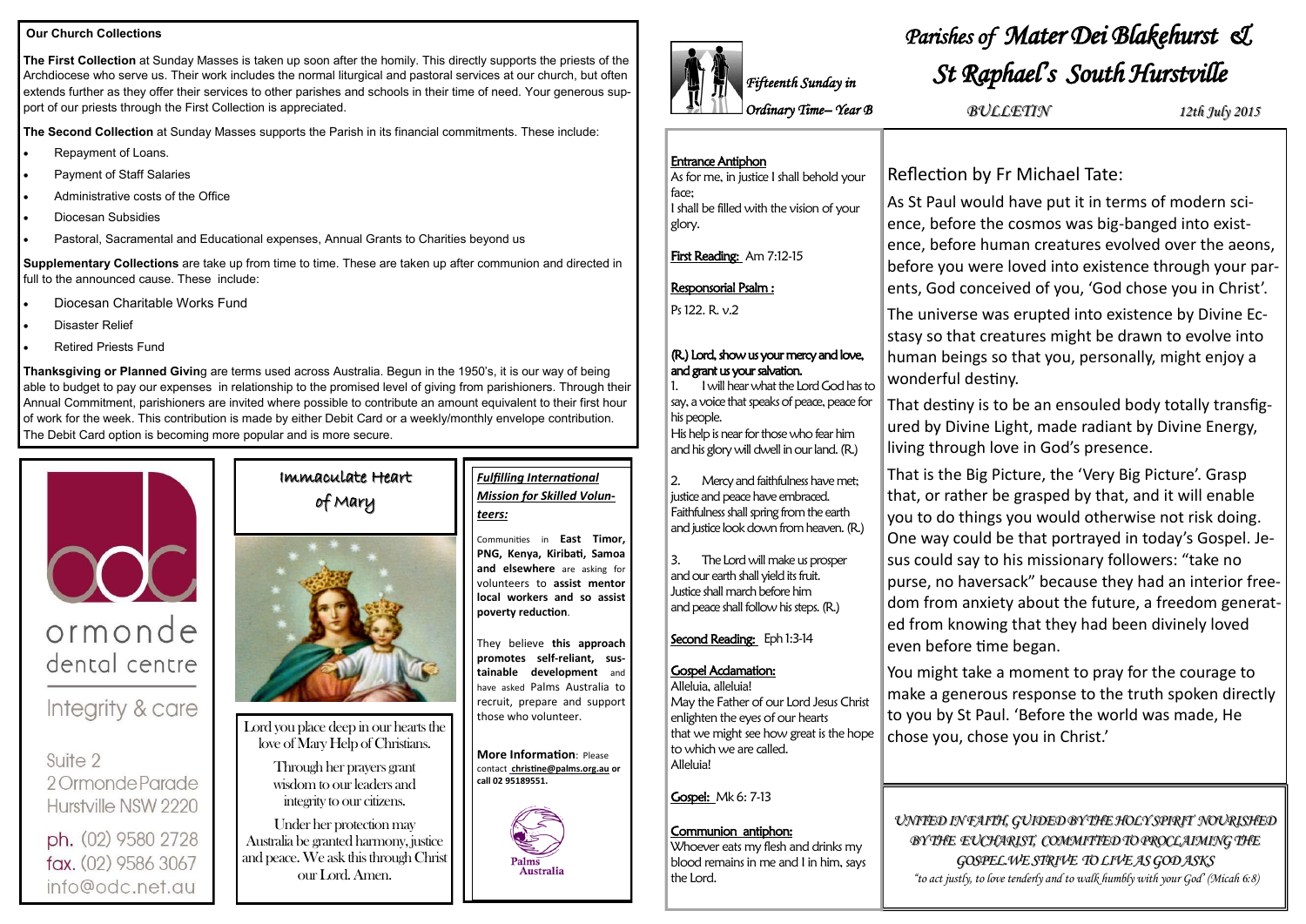# Parishes of Mater Dei Blakehurst & St Raphael's South Hurstville

*BULLETIN* — *12th July 2015*

*Fifteenth Sunday in Ordinary Time– Year B*

## Our Church Collections

**The First Collection** at Sunday Masses is taken up soon after the homily. This directly supports the priests of the Archdiocese who serve us. Their work includes the normal liturgical and pastoral services at our church, but often extends further as they offer their services to other parishes and schools in their time of need. Your generous support of our priests through the First Collection is appreciated.

**The Second Collection** at Sunday Masses supports the Parish in its financial commitments. These include:

- Repayment of Loans.
- Payment of Staff Salaries
- Administrative costs of the Office
- Diocesan Subsidies
- Pastoral, Sacramental and Educational expenses, Annual Grants to Charities beyond us

**Supplementary Collections** are take up from time to time. These are taken up after communion and directed in full to the announced cause. These include:

- Diocesan Charitable Works Fund
- Disaster Relief
- Retired Priests Fund

**Thanksgiving or Planned Giving** are terms used across Australia. Begun in the 1950's, it is our way of being able to budget to pay our expenses in relationship to the promised level of giving from parishioners. Through their Annual Commitment, parishioners are invited where possible to contribute an amount equivalent to their first hour of work for the week. This contribution is made by either Debit Card or a weekly/monthly envelope contribution. The Debit Card option is becoming more popular and is more secure.

**odc ormonde dental centre**

Integrity & care

Suite 2
2 Ormonde Parade
Hurstville NSW 2220

ph. (02) 9580 2728
fax. (02) 9586 3067
info@odc.net.au

## Immaculate Heart of Mary

Lord you place deep in our hearts the love of Mary Help of Christians.

Through her prayers grant wisdom to our leaders and integrity to our citizens.

Under her protection may Australia be granted harmony, justice and peace. We ask this through Christ our Lord. Amen.

## *Fulfilling International Mission for Skilled Volunteers:*

Communities in **East Timor, PNG, Kenya, Kiribati, Samoa and elsewhere** are asking for volunteers to **assist mentor local workers and so assist poverty reduction**.

They believe **this approach promotes self-reliant, sustainable development** and have asked Palms Australia to recruit, prepare and support those who volunteer.

**More Information**: Please contact **christine@palms.org.au or call 02 95189551.**

Palms Australia

**Entrance Antiphon**
As for me, in justice I shall behold your face;
I shall be filled with the vision of your glory.

**First Reading:** Am 7:12-15

**Responsorial Psalm :**

Ps 122. R. v.2

**(R.) Lord, show us your mercy and love, and grant us your salvation.**

1. I will hear what the Lord God has to say, a voice that speaks of peace, peace for his people.
His help is near for those who fear him and his glory will dwell in our land. (R.)

2. Mercy and faithfulness have met; justice and peace have embraced.
Faithfulness shall spring from the earth and justice look down from heaven. (R.)

3. The Lord will make us prosper and our earth shall yield its fruit.
Justice shall march before him and peace shall follow his steps. (R.)

**Second Reading:** Eph 1:3-14

**Gospel Acclamation:**
Alleluia, alleluia!
May the Father of our Lord Jesus Christ enlighten the eyes of our hearts
that we might see how great is the hope to which we are called.
Alleluia!

**Gospel:** Mk 6: 7-13

**Communion antiphon:**
Whoever eats my flesh and drinks my blood remains in me and I in him, says the Lord.

## Reflection by Fr Michael Tate:

As St Paul would have put it in terms of modern science, before the cosmos was big-banged into existence, before human creatures evolved over the aeons, before you were loved into existence through your parents, God conceived of you, 'God chose you in Christ'.

The universe was erupted into existence by Divine Ecstasy so that creatures might be drawn to evolve into human beings so that you, personally, might enjoy a wonderful destiny.

That destiny is to be an ensouled body totally transfigured by Divine Light, made radiant by Divine Energy, living through love in God's presence.

That is the Big Picture, the 'Very Big Picture'. Grasp that, or rather be grasped by that, and it will enable you to do things you would otherwise not risk doing. One way could be that portrayed in today's Gospel. Jesus could say to his missionary followers: "take no purse, no haversack" because they had an interior freedom from anxiety about the future, a freedom generated from knowing that they had been divinely loved even before time began.

You might take a moment to pray for the courage to make a generous response to the truth spoken directly to you by St Paul. 'Before the world was made, He chose you, chose you in Christ.'

*UNITED IN FAITH, GUIDED BY THE HOLY SPIRIT NOURISHED BY THE EUCHARIST, COMMITTED TO PROCLAIMING THE GOSPEL WE STRIVE TO LIVE AS GOD ASKS*

*"to act justly, to love tenderly and to walk humbly with your God" (Micah 6:8)*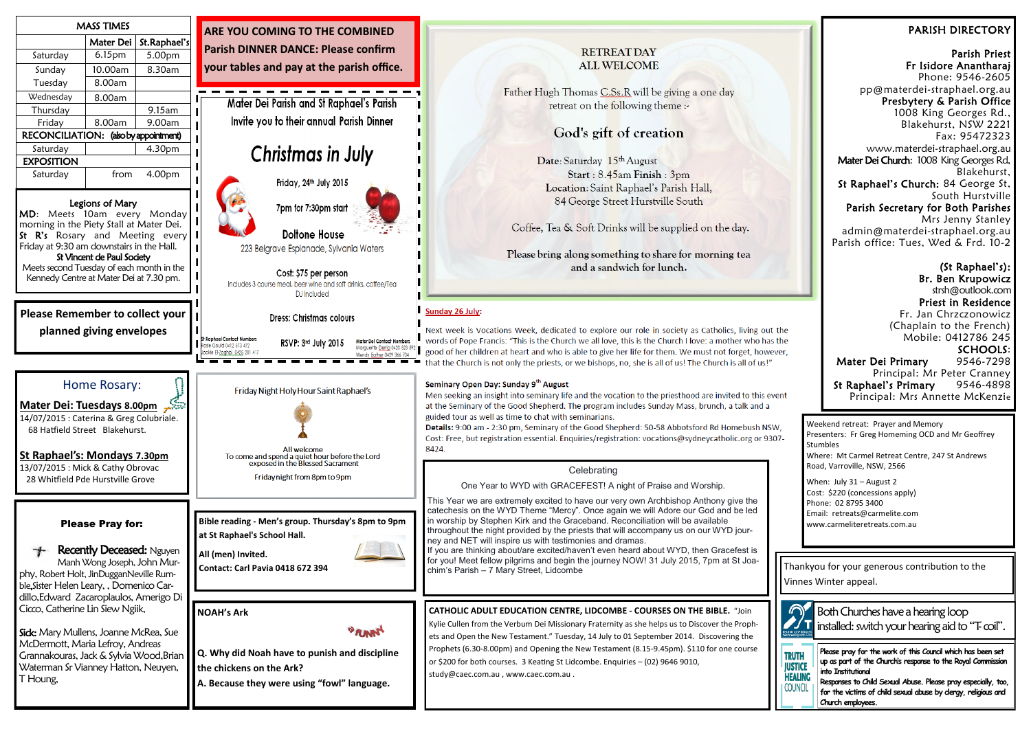## MASS TIMES

| | Mater Dei | St.Raphael's |
|---|---|---|
| Saturday | 6.15pm | 5.00pm |
| Sunday | 10.00am | 8.30am |
| Tuesday | 8.00am | |
| Wednesday | 8.00am | |
| Thursday | | 9.15am |
| Friday | 8.00am | 9.00am |
| **RECONCILIATION:** (also by appointment) | | |
| Saturday | | 4.30pm |
| **EXPOSITION** | | |
| Saturday | from | 4.00pm |

### Legions of Mary

**MD**: Meets 10am every Monday morning in the Piety Stall at Mater Dei. **St R's** Rosary and Meeting every Friday at 9:30 am downstairs in the Hall.

**St Vincent de Paul Society**

Meets second Tuesday of each month in the Kennedy Centre at Mater Dei at 7.30 pm.

**Please Remember to collect your planned giving envelopes**

## Home Rosary:

**Mater Dei: Tuesdays 8.00pm**
14/07/2015 : Caterina & Greg Colubriale. 68 Hatfield Street Blakehurst.

**St Raphael's: Mondays 7.30pm**
13/07/2015 : Mick & Cathy Obrovac 28 Whitfield Pde Hurstville Grove

### Please Pray for:

**Recently Deceased:** Nguyen Manh Wong Joseph, John Murphy, Robert Holt, JinDugganNeville Rumble,Sister Helen Leary, , Domenico Cardillo,Edward Zacaroplaulos, Amerigo Di Cicco, Catherine Lin Siew Ngiik,

**Sick:** Mary Mullens, Joanne McRea, Sue McDermott, Maria Lefroy, Andreas Grannakouras, Jack & Sylvia Wood,Brian Waterman Sr Vianney Hatton, Neuyen, T Houng.

**ARE YOU COMING TO THE COMBINED Parish DINNER DANCE: Please confirm your tables and pay at the parish office.**

Mater Dei Parish and St Raphael's Parish Invite you to their annual Parish Dinner

# Christmas in July

Friday, 24th July 2015

7pm for 7:30pm start

Doltone House

223 Belgrave Esplanade, Sylvania Waters

Cost: $75 per person

Includes 3 course meal, beer wine and soft drinks, coffee/Tea DJ Included

Dress: Christmas colours

RSVP: 3rd July 2015

St Raphael Contact Numbers
Rose Gould 0412 573 472
Jackie El-Zaghbi 0429 281 417

Mater Dei Contact Numbers
Marguerite Demo 0420 523 593
Wendy Esther 0429 366 704

Friday Night Holy Hour Saint Raphael's

All welcome
To come and spend a quiet hour before the Lord exposed in the Blessed Sacrament

Friday night from 8pm to 9pm

**Bible reading - Men's group. Thursday's 8pm to 9pm at St Raphael's School Hall.**

**All (men) Invited.**

**Contact: Carl Pavia 0418 672 394**

**NOAH's Ark**

FUNNY

**Q. Why did Noah have to punish and discipline the chickens on the Ark?**

**A. Because they were using "fowl" language.**

## RETREAT DAY
## ALL WELCOME

Father Hugh Thomas C.Ss.R will be giving a one day retreat on the following theme :-

### God's gift of creation

Date: Saturday 15th August
Start : 8.45am Finish : 3pm
Location: Saint Raphael's Parish Hall, 84 George Street Hurstville South

Coffee, Tea & Soft Drinks will be supplied on the day.

Please bring along something to share for morning tea and a sandwich for lunch.

**Sunday 26 July:**

Next week is Vocations Week, dedicated to explore our role in society as Catholics, living out the words of Pope Francis: "This is the Church we all love, this is the Church I love: a mother who has the good of her children at heart and who is able to give her life for them. We must not forget, however, that the Church is not only the priests, or we bishops, no, she is all of us! The Church is all of us!"

**Seminary Open Day: Sunday 9th August**
Men seeking an insight into seminary life and the vocation to the priesthood are invited to this event at the Seminary of the Good Shepherd. The program includes Sunday Mass, brunch, a talk and a guided tour as well as time to chat with seminarians.
**Details:** 9:00 am - 2:30 pm, Seminary of the Good Shepherd: 50-58 Abbotsford Rd Homebush NSW, Cost: Free, but registration essential. Enquiries/registration: vocations@sydneycatholic.org or 9307-8424.

### Celebrating

One Year to WYD with GRACEFEST! A night of Praise and Worship.

This Year we are extremely excited to have our very own Archbishop Anthony give the catechesis on the WYD Theme "Mercy". Once again we will Adore our God and be led in worship by Stephen Kirk and the Graceband. Reconciliation will be available throughout the night provided by the priests that will accompany us on our WYD journey and NET will inspire us with testimonies and dramas.
If you are thinking about/are excited/haven't even heard about WYD, then Gracefest is for you! Meet fellow pilgrims and begin the journey NOW! 31 July 2015, 7pm at St Joachim's Parish – 7 Mary Street, Lidcombe

**CATHOLIC ADULT EDUCATION CENTRE, LIDCOMBE - COURSES ON THE BIBLE.** "Join Kylie Cullen from the Verbum Dei Missionary Fraternity as she helps us to Discover the Prophets and Open the New Testament." Tuesday, 14 July to 01 September 2014. Discovering the Prophets (6.30-8.00pm) and Opening the New Testament (8.15-9.45pm). $110 for one course or $200 for both courses. 3 Keating St Lidcombe. Enquiries – (02) 9646 9010, study@caec.com.au , www.caec.com.au .

## PARISH DIRECTORY

**Parish Priest**
**Fr Isidore Anantharaj**
Phone: 9546-2605
pp@materdei-straphael.org.au
**Presbytery & Parish Office**
1008 King Georges Rd., Blakehurst, NSW 2221
Fax: 95472323
www.materdei-straphael.org.au
**Mater Dei Church:** 1008 King Georges Rd, Blakehurst,
**St Raphael's Church:** 84 George St, South Hurstville
**Parish Secretary for Both Parishes**
Mrs Jenny Stanley
admin@materdei-straphael.org.au
Parish office: Tues, Wed & Frd. 10-2

**(St Raphael's):**
**Br. Ben Krupowicz**
strsh@outlook.com
**Priest in Residence**
Fr. Jan Chrzczonowicz
(Chaplain to the French)
Mobile: 0412786 245
**SCHOOLS:**
**Mater Dei Primary** 9546-7298
Principal: Mr Peter Cranney
**St Raphael's Primary** 9546-4898
Principal: Mrs Annette McKenzie

Weekend retreat: Prayer and Memory
Presenters: Fr Greg Homeming OCD and Mr Geoffrey Stumbles
Where: Mt Carmel Retreat Centre, 247 St Andrews Road, Varroville, NSW, 2566
When: July 31 – August 2
Cost: $220 (concessions apply)
Phone: 02 8795 3400
Email: retreats@carmelite.com
www.carmeliteretreats.com.au

Thankyou for your generous contribution to the Vinnes Winter appeal.

Both Churches have a hearing loop installed: switch your hearing aid to "T-coil".

TRUTH JUSTICE HEALING COUNCIL

Please pray for the work of this Council which has been set up as part of the Church's response to the Royal Commission into Institutional Responses to Child Sexual Abuse. Please pray especially, too, for the victims of child sexual abuse by clergy, religious and Church employees.